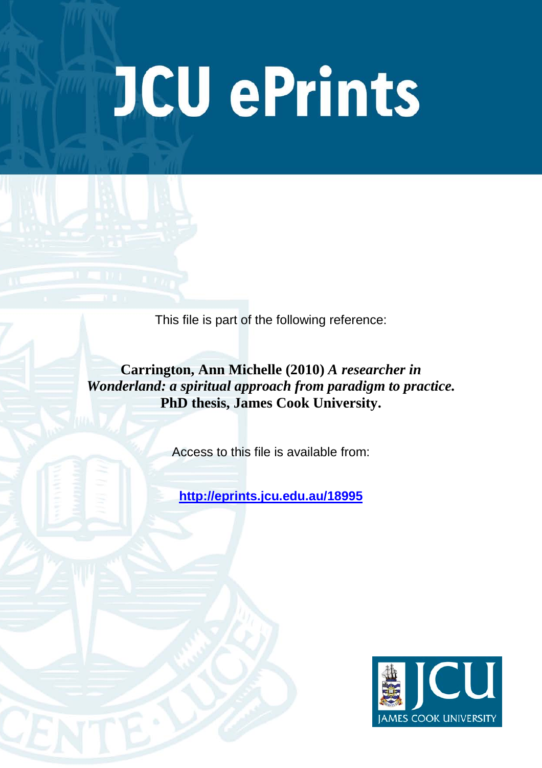# JCU ePrints

This file is part of the following reference:

**Carrington, Ann Michelle (2010)** ***A researcher in Wonderland: a spiritual approach from paradigm to practice.*** **PhD thesis, James Cook University.**

Access to this file is available from:

**http://eprints.jcu.edu.au/18995**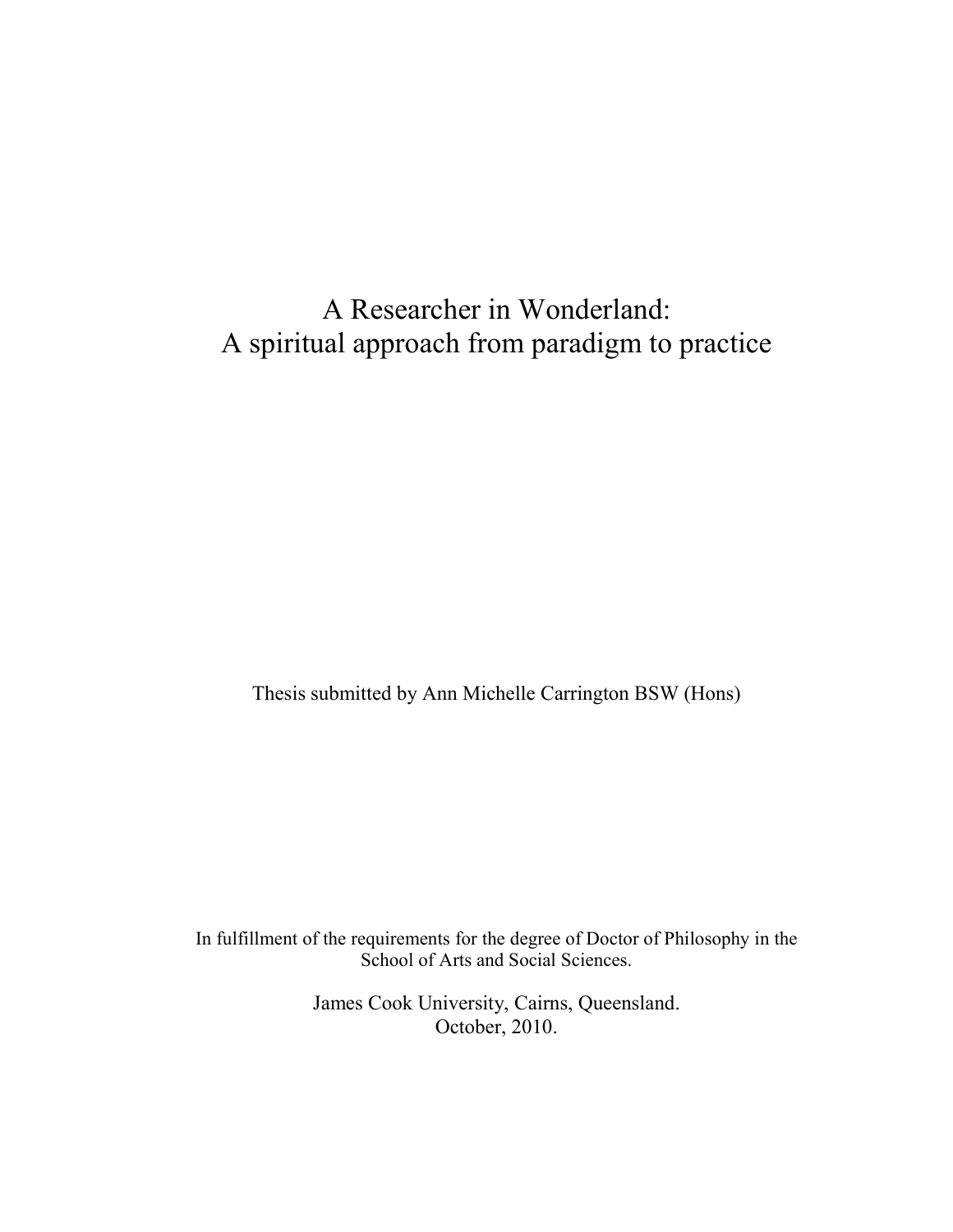# A Researcher in Wonderland:
# A spiritual approach from paradigm to practice

Thesis submitted by Ann Michelle Carrington BSW (Hons)

In fulfillment of the requirements for the degree of Doctor of Philosophy in the School of Arts and Social Sciences.

James Cook University, Cairns, Queensland.
October, 2010.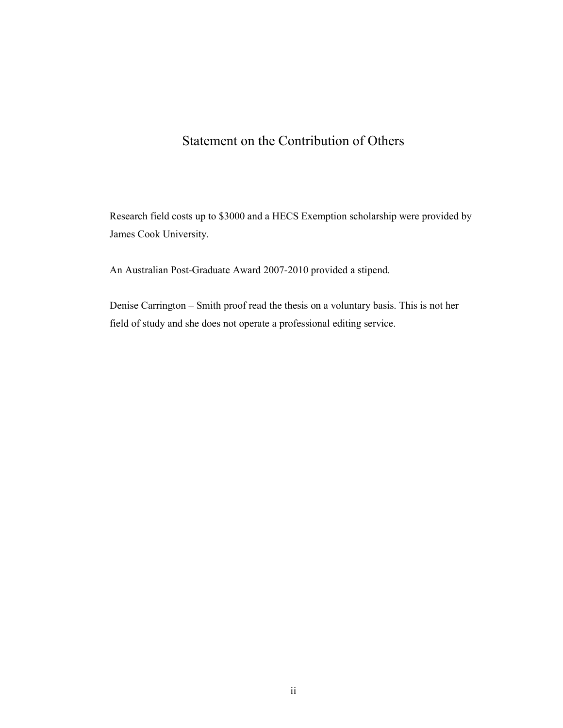# Statement on the Contribution of Others

Research field costs up to $3000 and a HECS Exemption scholarship were provided by James Cook University.

An Australian Post-Graduate Award 2007-2010 provided a stipend.

Denise Carrington – Smith proof read the thesis on a voluntary basis. This is not her field of study and she does not operate a professional editing service.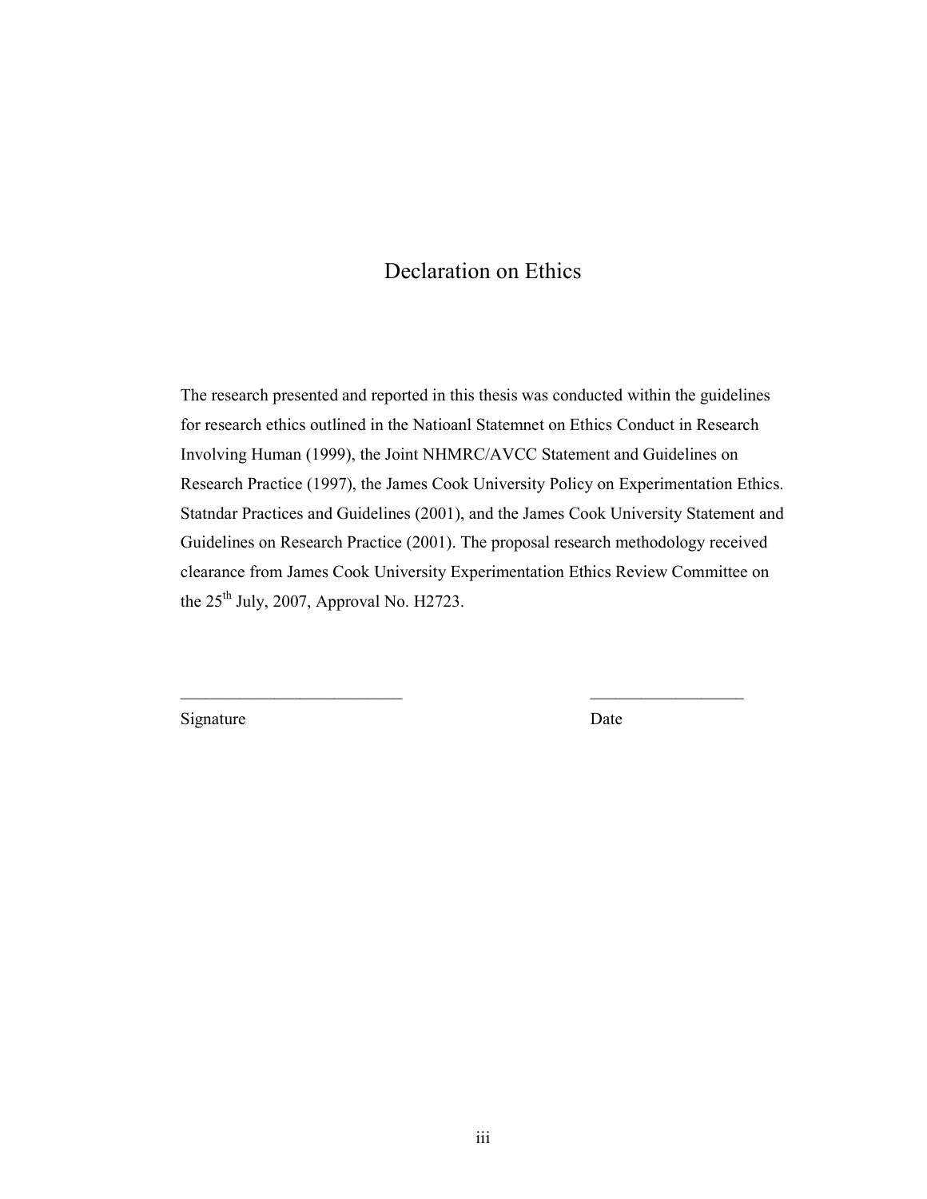# Declaration on Ethics

The research presented and reported in this thesis was conducted within the guidelines for research ethics outlined in the Natioanl Statemnet on Ethics Conduct in Research Involving Human (1999), the Joint NHMRC/AVCC Statement and Guidelines on Research Practice (1997), the James Cook University Policy on Experimentation Ethics. Statndar Practices and Guidelines (2001), and the James Cook University Statement and Guidelines on Research Practice (2001). The proposal research methodology received clearance from James Cook University Experimentation Ethics Review Committee on the 25th July, 2007, Approval No. H2723.

___________________________ ___________________

Signature Date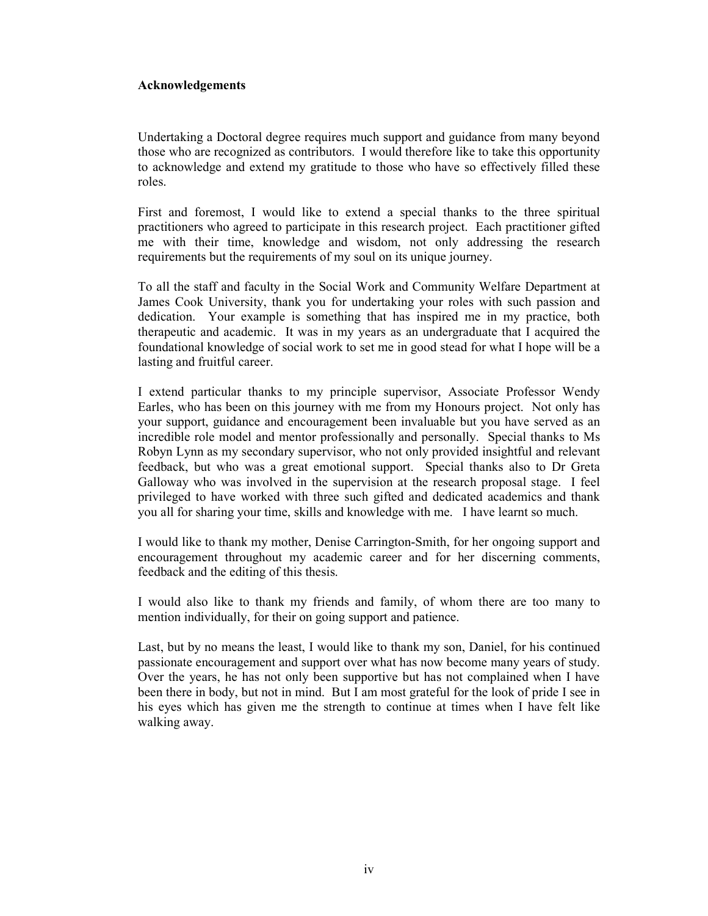## Acknowledgements

Undertaking a Doctoral degree requires much support and guidance from many beyond those who are recognized as contributors. I would therefore like to take this opportunity to acknowledge and extend my gratitude to those who have so effectively filled these roles.

First and foremost, I would like to extend a special thanks to the three spiritual practitioners who agreed to participate in this research project. Each practitioner gifted me with their time, knowledge and wisdom, not only addressing the research requirements but the requirements of my soul on its unique journey.

To all the staff and faculty in the Social Work and Community Welfare Department at James Cook University, thank you for undertaking your roles with such passion and dedication. Your example is something that has inspired me in my practice, both therapeutic and academic. It was in my years as an undergraduate that I acquired the foundational knowledge of social work to set me in good stead for what I hope will be a lasting and fruitful career.

I extend particular thanks to my principle supervisor, Associate Professor Wendy Earles, who has been on this journey with me from my Honours project. Not only has your support, guidance and encouragement been invaluable but you have served as an incredible role model and mentor professionally and personally. Special thanks to Ms Robyn Lynn as my secondary supervisor, who not only provided insightful and relevant feedback, but who was a great emotional support. Special thanks also to Dr Greta Galloway who was involved in the supervision at the research proposal stage. I feel privileged to have worked with three such gifted and dedicated academics and thank you all for sharing your time, skills and knowledge with me. I have learnt so much.

I would like to thank my mother, Denise Carrington-Smith, for her ongoing support and encouragement throughout my academic career and for her discerning comments, feedback and the editing of this thesis.

I would also like to thank my friends and family, of whom there are too many to mention individually, for their on going support and patience.

Last, but by no means the least, I would like to thank my son, Daniel, for his continued passionate encouragement and support over what has now become many years of study. Over the years, he has not only been supportive but has not complained when I have been there in body, but not in mind. But I am most grateful for the look of pride I see in his eyes which has given me the strength to continue at times when I have felt like walking away.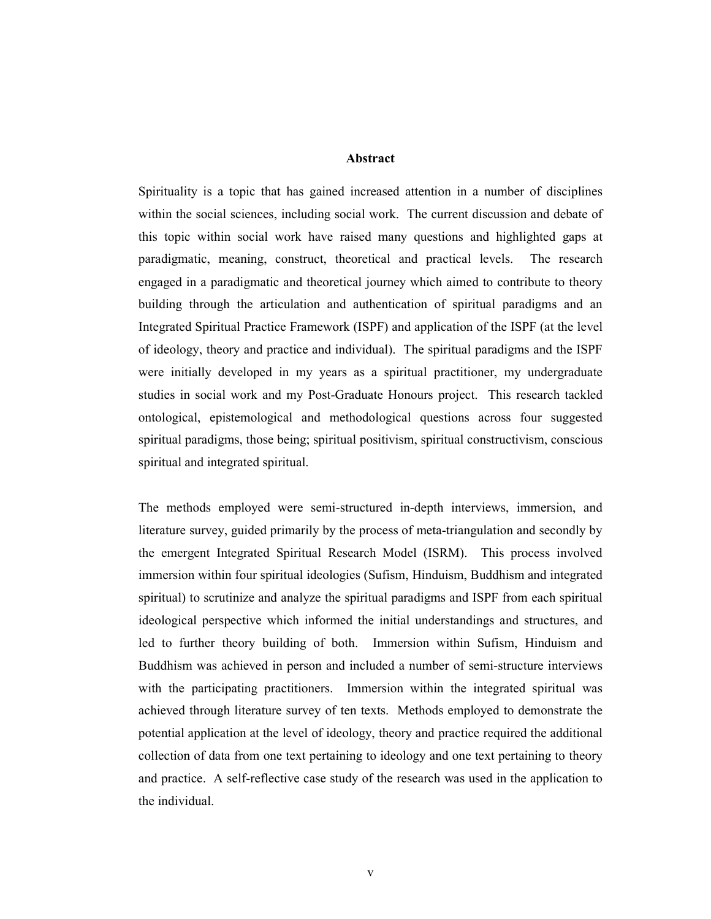## Abstract

Spirituality is a topic that has gained increased attention in a number of disciplines within the social sciences, including social work. The current discussion and debate of this topic within social work have raised many questions and highlighted gaps at paradigmatic, meaning, construct, theoretical and practical levels. The research engaged in a paradigmatic and theoretical journey which aimed to contribute to theory building through the articulation and authentication of spiritual paradigms and an Integrated Spiritual Practice Framework (ISPF) and application of the ISPF (at the level of ideology, theory and practice and individual). The spiritual paradigms and the ISPF were initially developed in my years as a spiritual practitioner, my undergraduate studies in social work and my Post-Graduate Honours project. This research tackled ontological, epistemological and methodological questions across four suggested spiritual paradigms, those being; spiritual positivism, spiritual constructivism, conscious spiritual and integrated spiritual.

The methods employed were semi-structured in-depth interviews, immersion, and literature survey, guided primarily by the process of meta-triangulation and secondly by the emergent Integrated Spiritual Research Model (ISRM). This process involved immersion within four spiritual ideologies (Sufism, Hinduism, Buddhism and integrated spiritual) to scrutinize and analyze the spiritual paradigms and ISPF from each spiritual ideological perspective which informed the initial understandings and structures, and led to further theory building of both. Immersion within Sufism, Hinduism and Buddhism was achieved in person and included a number of semi-structure interviews with the participating practitioners. Immersion within the integrated spiritual was achieved through literature survey of ten texts. Methods employed to demonstrate the potential application at the level of ideology, theory and practice required the additional collection of data from one text pertaining to ideology and one text pertaining to theory and practice. A self-reflective case study of the research was used in the application to the individual.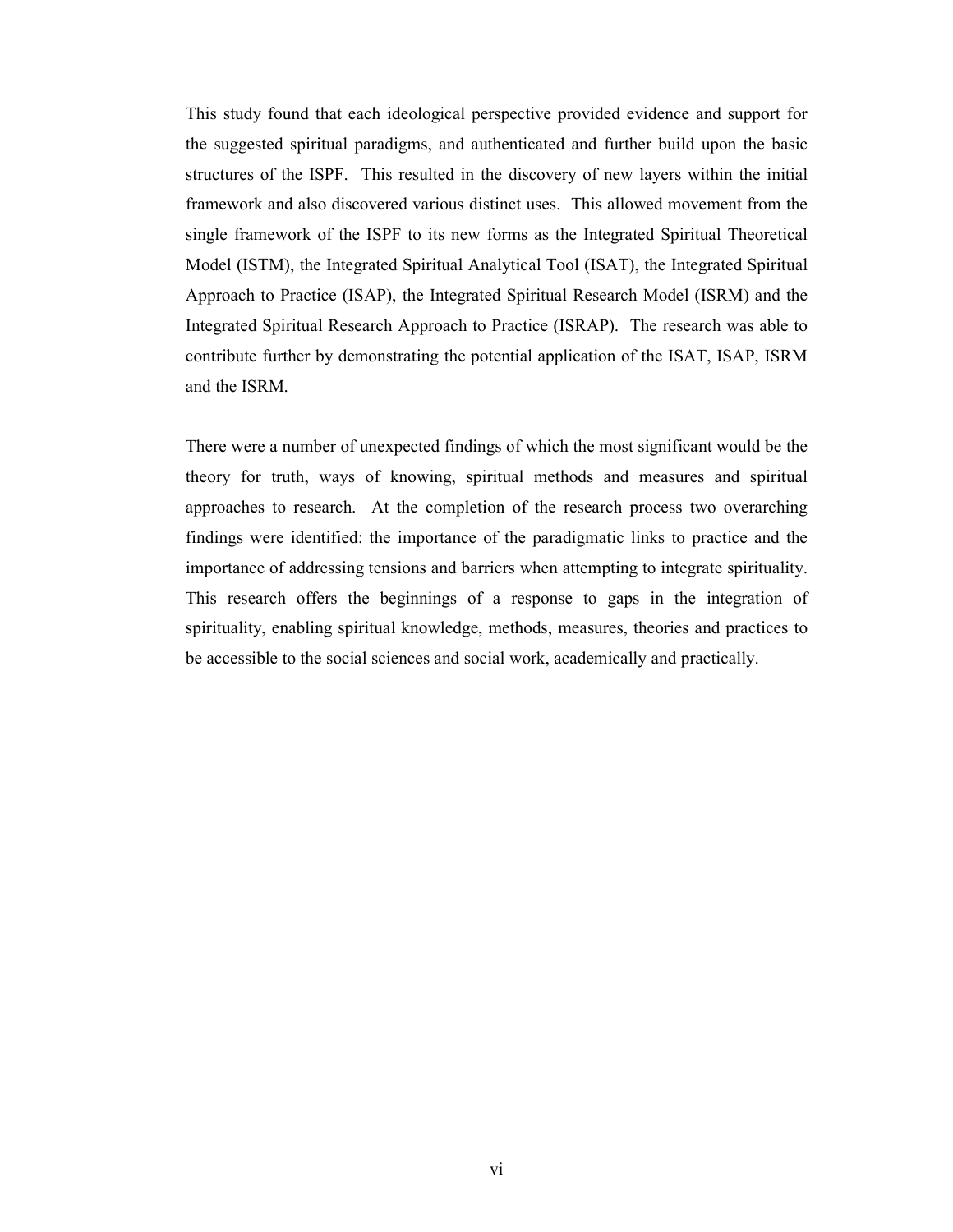This study found that each ideological perspective provided evidence and support for the suggested spiritual paradigms, and authenticated and further build upon the basic structures of the ISPF. This resulted in the discovery of new layers within the initial framework and also discovered various distinct uses. This allowed movement from the single framework of the ISPF to its new forms as the Integrated Spiritual Theoretical Model (ISTM), the Integrated Spiritual Analytical Tool (ISAT), the Integrated Spiritual Approach to Practice (ISAP), the Integrated Spiritual Research Model (ISRM) and the Integrated Spiritual Research Approach to Practice (ISRAP). The research was able to contribute further by demonstrating the potential application of the ISAT, ISAP, ISRM and the ISRM.

There were a number of unexpected findings of which the most significant would be the theory for truth, ways of knowing, spiritual methods and measures and spiritual approaches to research. At the completion of the research process two overarching findings were identified: the importance of the paradigmatic links to practice and the importance of addressing tensions and barriers when attempting to integrate spirituality. This research offers the beginnings of a response to gaps in the integration of spirituality, enabling spiritual knowledge, methods, measures, theories and practices to be accessible to the social sciences and social work, academically and practically.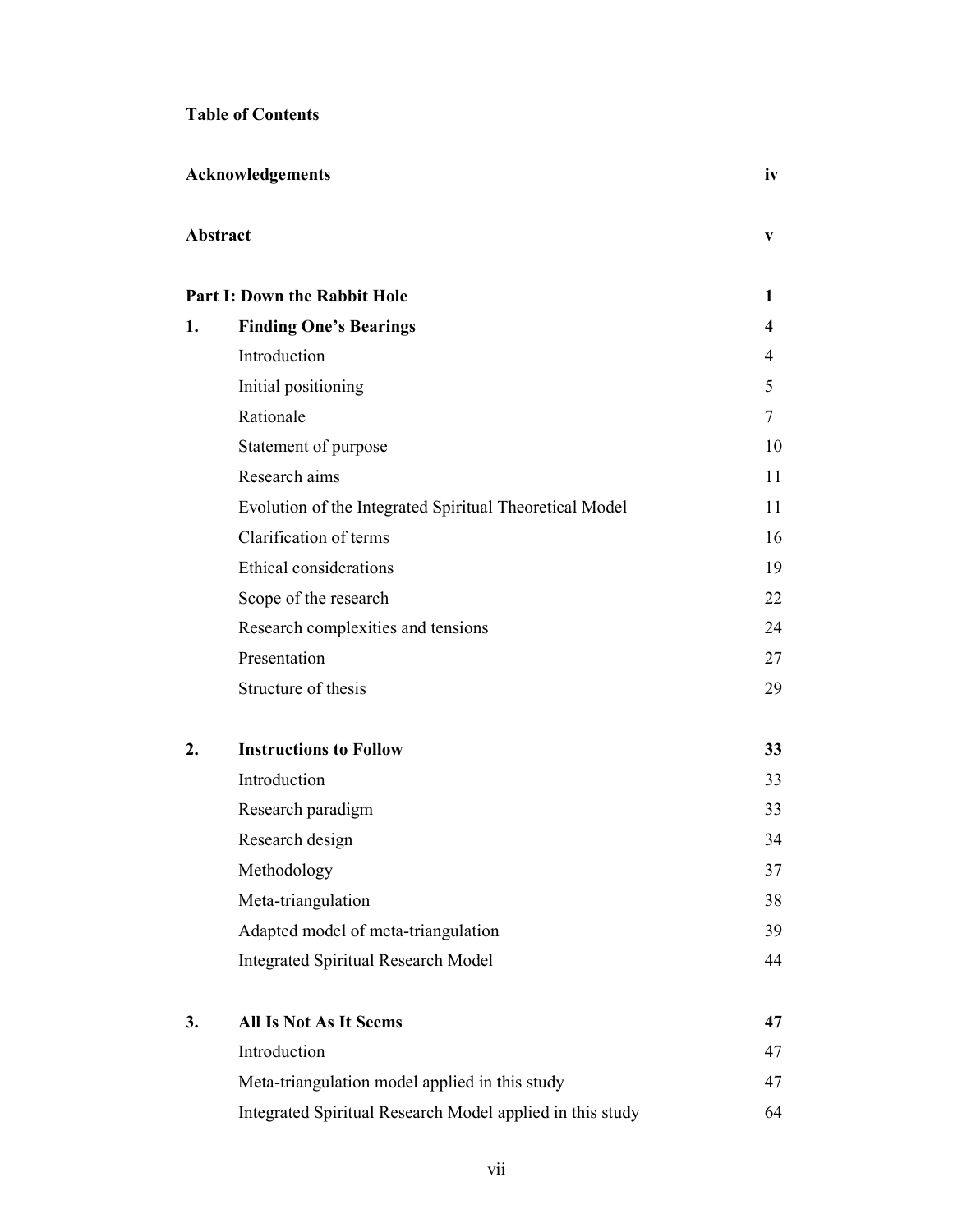# Table of Contents

| | | |
|---|---|---|
| **Acknowledgements** | | **iv** |
| **Abstract** | | **v** |
| **Part I: Down the Rabbit Hole** | | **1** |
| **1.** | **Finding One's Bearings** | **4** |
| | Introduction | 4 |
| | Initial positioning | 5 |
| | Rationale | 7 |
| | Statement of purpose | 10 |
| | Research aims | 11 |
| | Evolution of the Integrated Spiritual Theoretical Model | 11 |
| | Clarification of terms | 16 |
| | Ethical considerations | 19 |
| | Scope of the research | 22 |
| | Research complexities and tensions | 24 |
| | Presentation | 27 |
| | Structure of thesis | 29 |
| **2.** | **Instructions to Follow** | **33** |
| | Introduction | 33 |
| | Research paradigm | 33 |
| | Research design | 34 |
| | Methodology | 37 |
| | Meta-triangulation | 38 |
| | Adapted model of meta-triangulation | 39 |
| | Integrated Spiritual Research Model | 44 |
| **3.** | **All Is Not As It Seems** | **47** |
| | Introduction | 47 |
| | Meta-triangulation model applied in this study | 47 |
| | Integrated Spiritual Research Model applied in this study | 64 |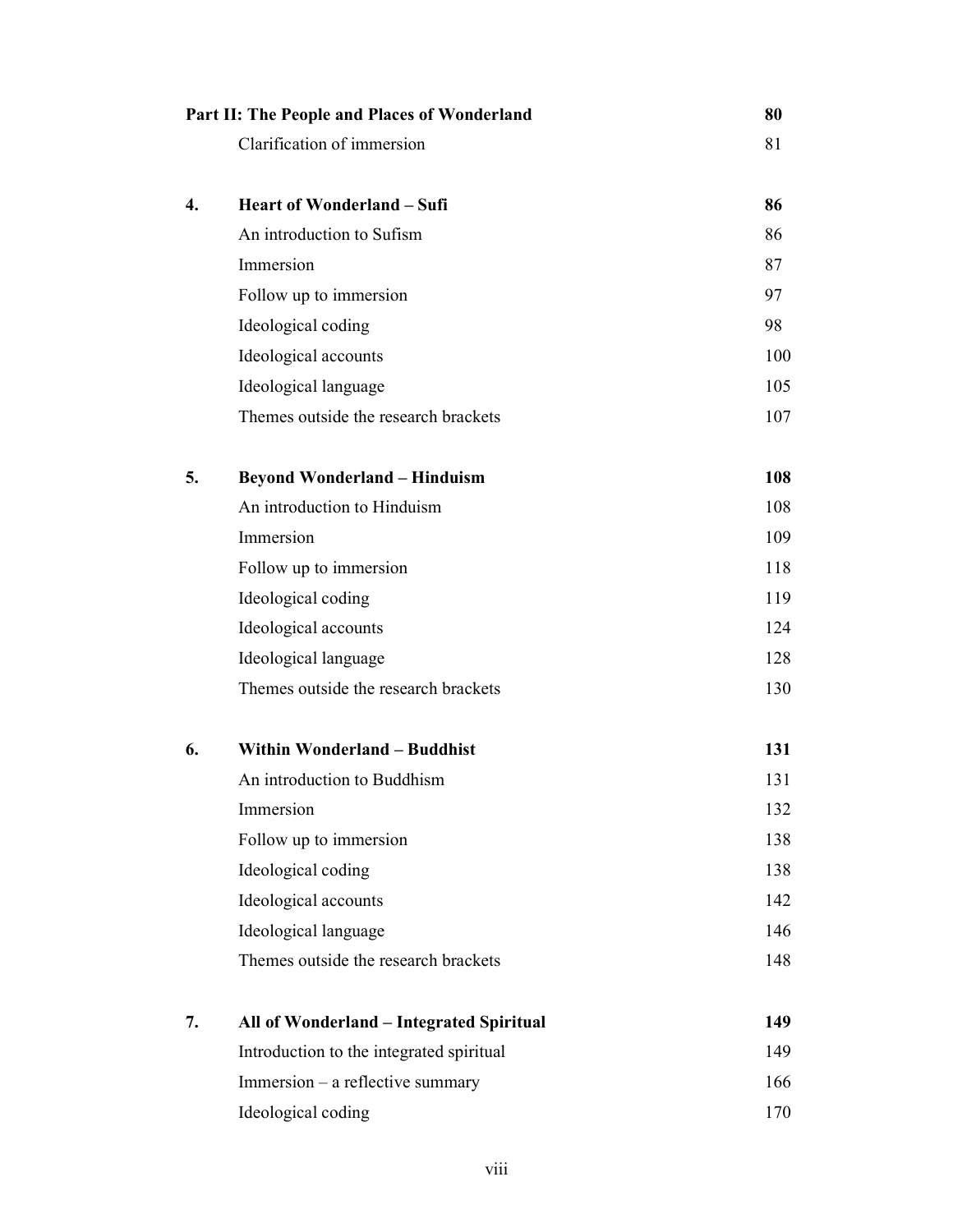| | | |
|---|---|---|
| **Part II: The People and Places of Wonderland** | | **80** |
| | Clarification of immersion | 81 |
| **4.** | **Heart of Wonderland – Sufi** | **86** |
| | An introduction to Sufism | 86 |
| | Immersion | 87 |
| | Follow up to immersion | 97 |
| | Ideological coding | 98 |
| | Ideological accounts | 100 |
| | Ideological language | 105 |
| | Themes outside the research brackets | 107 |
| **5.** | **Beyond Wonderland – Hinduism** | **108** |
| | An introduction to Hinduism | 108 |
| | Immersion | 109 |
| | Follow up to immersion | 118 |
| | Ideological coding | 119 |
| | Ideological accounts | 124 |
| | Ideological language | 128 |
| | Themes outside the research brackets | 130 |
| **6.** | **Within Wonderland – Buddhist** | **131** |
| | An introduction to Buddhism | 131 |
| | Immersion | 132 |
| | Follow up to immersion | 138 |
| | Ideological coding | 138 |
| | Ideological accounts | 142 |
| | Ideological language | 146 |
| | Themes outside the research brackets | 148 |
| **7.** | **All of Wonderland – Integrated Spiritual** | **149** |
| | Introduction to the integrated spiritual | 149 |
| | Immersion – a reflective summary | 166 |
| | Ideological coding | 170 |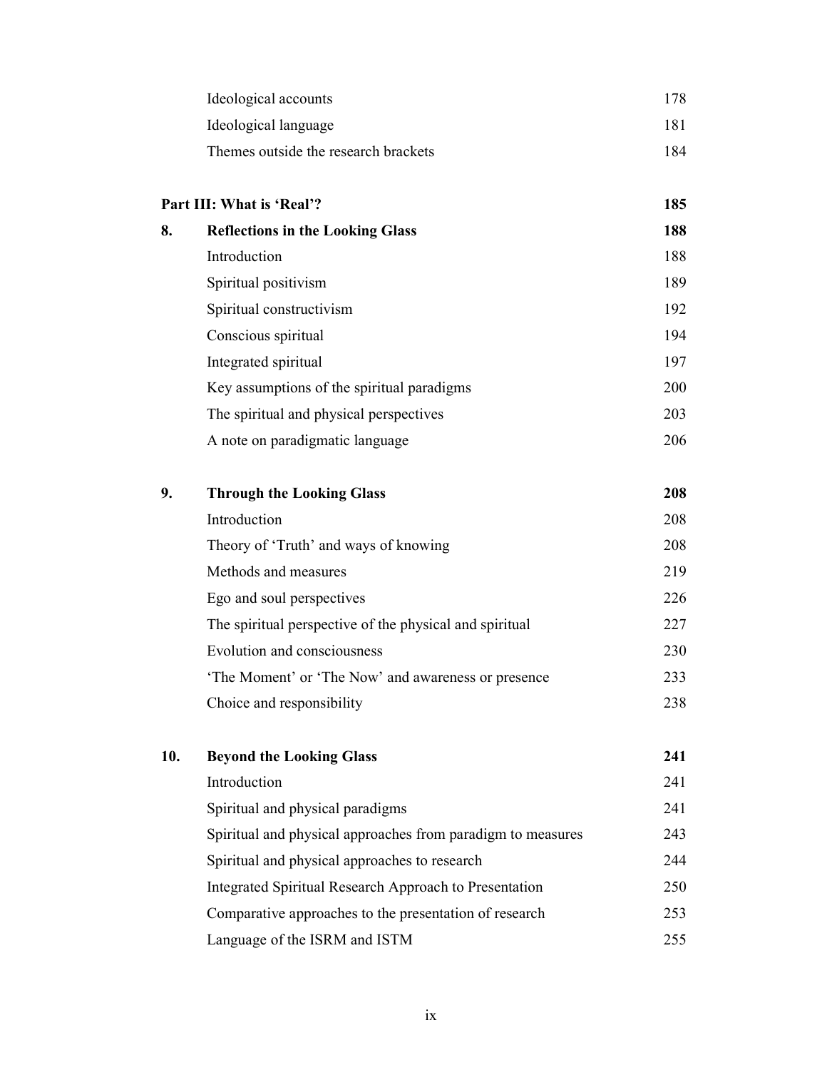| | | |
|---|---|---|
| | Ideological accounts | 178 |
| | Ideological language | 181 |
| | Themes outside the research brackets | 184 |
| | | |
| **Part III: What is 'Real'?** | | **185** |
| **8.** | **Reflections in the Looking Glass** | **188** |
| | Introduction | 188 |
| | Spiritual positivism | 189 |
| | Spiritual constructivism | 192 |
| | Conscious spiritual | 194 |
| | Integrated spiritual | 197 |
| | Key assumptions of the spiritual paradigms | 200 |
| | The spiritual and physical perspectives | 203 |
| | A note on paradigmatic language | 206 |
| | | |
| **9.** | **Through the Looking Glass** | **208** |
| | Introduction | 208 |
| | Theory of 'Truth' and ways of knowing | 208 |
| | Methods and measures | 219 |
| | Ego and soul perspectives | 226 |
| | The spiritual perspective of the physical and spiritual | 227 |
| | Evolution and consciousness | 230 |
| | 'The Moment' or 'The Now' and awareness or presence | 233 |
| | Choice and responsibility | 238 |
| | | |
| **10.** | **Beyond the Looking Glass** | **241** |
| | Introduction | 241 |
| | Spiritual and physical paradigms | 241 |
| | Spiritual and physical approaches from paradigm to measures | 243 |
| | Spiritual and physical approaches to research | 244 |
| | Integrated Spiritual Research Approach to Presentation | 250 |
| | Comparative approaches to the presentation of research | 253 |
| | Language of the ISRM and ISTM | 255 |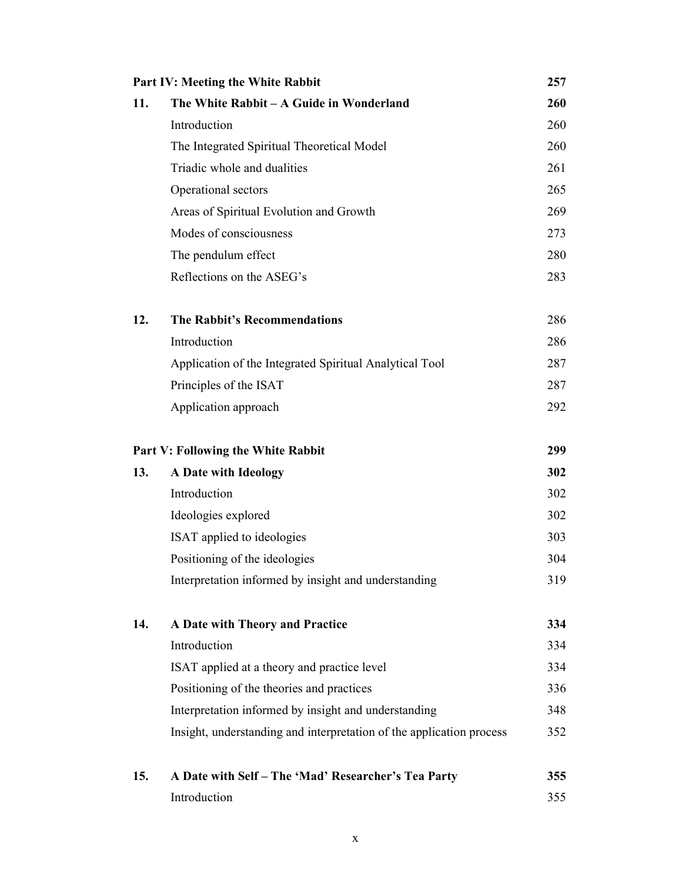| | | |
|---|---|---|
| **Part IV: Meeting the White Rabbit** | | **257** |
| **11.** | **The White Rabbit – A Guide in Wonderland** | **260** |
| | Introduction | 260 |
| | The Integrated Spiritual Theoretical Model | 260 |
| | Triadic whole and dualities | 261 |
| | Operational sectors | 265 |
| | Areas of Spiritual Evolution and Growth | 269 |
| | Modes of consciousness | 273 |
| | The pendulum effect | 280 |
| | Reflections on the ASEG's | 283 |
| **12.** | **The Rabbit's Recommendations** | 286 |
| | Introduction | 286 |
| | Application of the Integrated Spiritual Analytical Tool | 287 |
| | Principles of the ISAT | 287 |
| | Application approach | 292 |
| **Part V: Following the White Rabbit** | | **299** |
| **13.** | **A Date with Ideology** | **302** |
| | Introduction | 302 |
| | Ideologies explored | 302 |
| | ISAT applied to ideologies | 303 |
| | Positioning of the ideologies | 304 |
| | Interpretation informed by insight and understanding | 319 |
| **14.** | **A Date with Theory and Practice** | **334** |
| | Introduction | 334 |
| | ISAT applied at a theory and practice level | 334 |
| | Positioning of the theories and practices | 336 |
| | Interpretation informed by insight and understanding | 348 |
| | Insight, understanding and interpretation of the application process | 352 |
| **15.** | **A Date with Self – The 'Mad' Researcher's Tea Party** | **355** |
| | Introduction | 355 |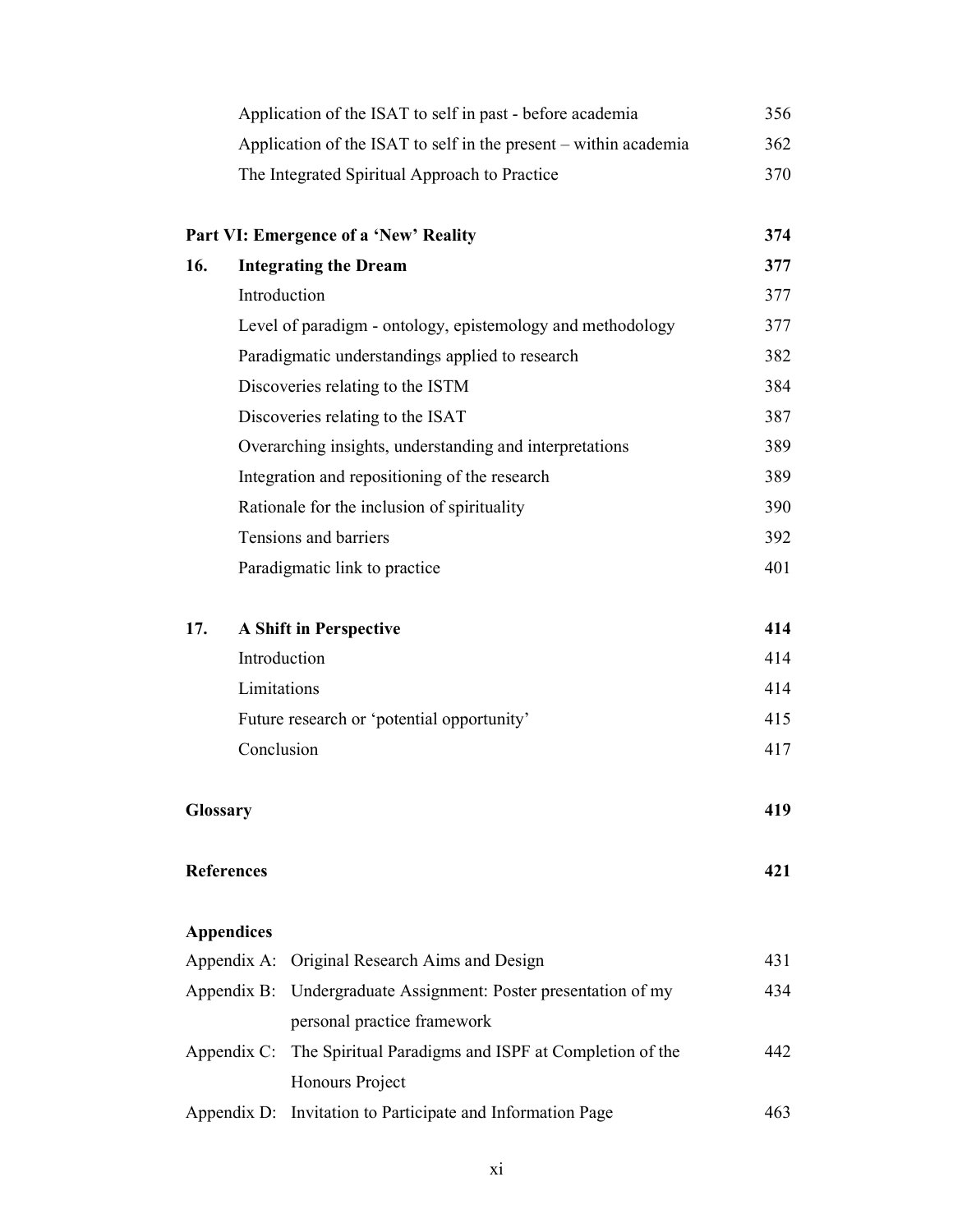| | | |
|---|---|---|
| | Application of the ISAT to self in past - before academia | 356 |
| | Application of the ISAT to self in the present – within academia | 362 |
| | The Integrated Spiritual Approach to Practice | 370 |
| **Part VI: Emergence of a 'New' Reality** | | **374** |
| **16.** | **Integrating the Dream** | **377** |
| | Introduction | 377 |
| | Level of paradigm - ontology, epistemology and methodology | 377 |
| | Paradigmatic understandings applied to research | 382 |
| | Discoveries relating to the ISTM | 384 |
| | Discoveries relating to the ISAT | 387 |
| | Overarching insights, understanding and interpretations | 389 |
| | Integration and repositioning of the research | 389 |
| | Rationale for the inclusion of spirituality | 390 |
| | Tensions and barriers | 392 |
| | Paradigmatic link to practice | 401 |
| **17.** | **A Shift in Perspective** | **414** |
| | Introduction | 414 |
| | Limitations | 414 |
| | Future research or 'potential opportunity' | 415 |
| | Conclusion | 417 |
| **Glossary** | | **419** |
| **References** | | **421** |
| **Appendices** | | |
| Appendix A: | Original Research Aims and Design | 431 |
| Appendix B: | Undergraduate Assignment: Poster presentation of my personal practice framework | 434 |
| Appendix C: | The Spiritual Paradigms and ISPF at Completion of the Honours Project | 442 |
| Appendix D: | Invitation to Participate and Information Page | 463 |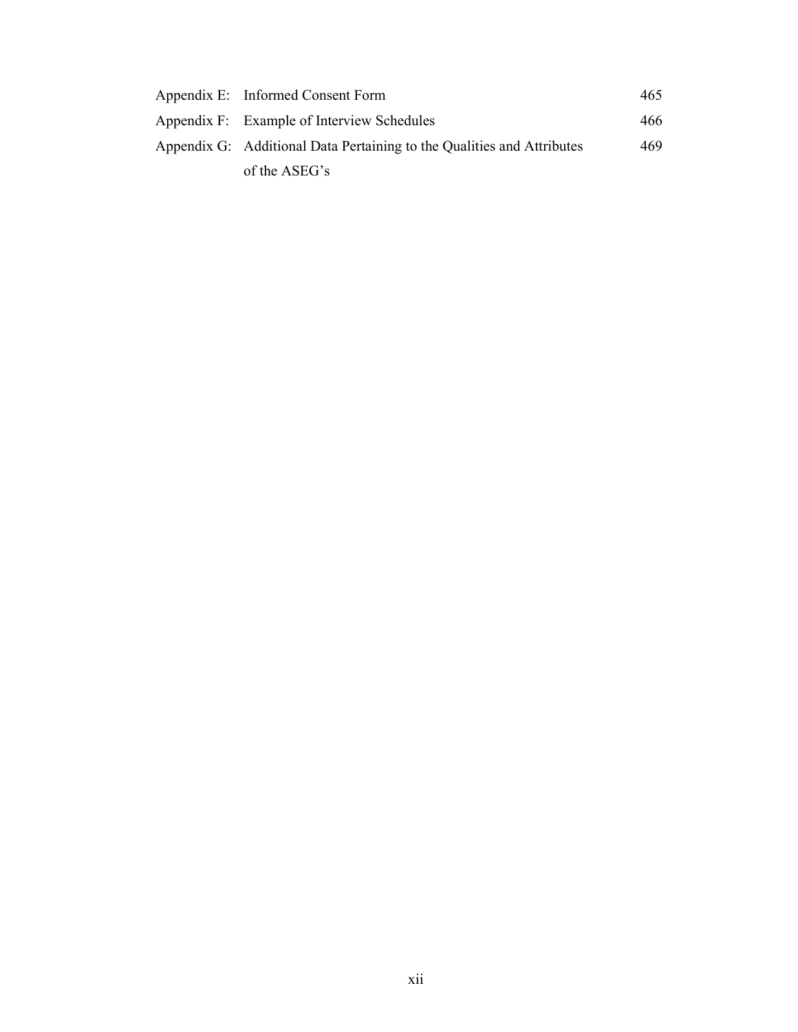| | | |
|---|---|---|
| Appendix E: | Informed Consent Form | 465 |
| Appendix F: | Example of Interview Schedules | 466 |
| Appendix G: | Additional Data Pertaining to the Qualities and Attributes of the ASEG's | 469 |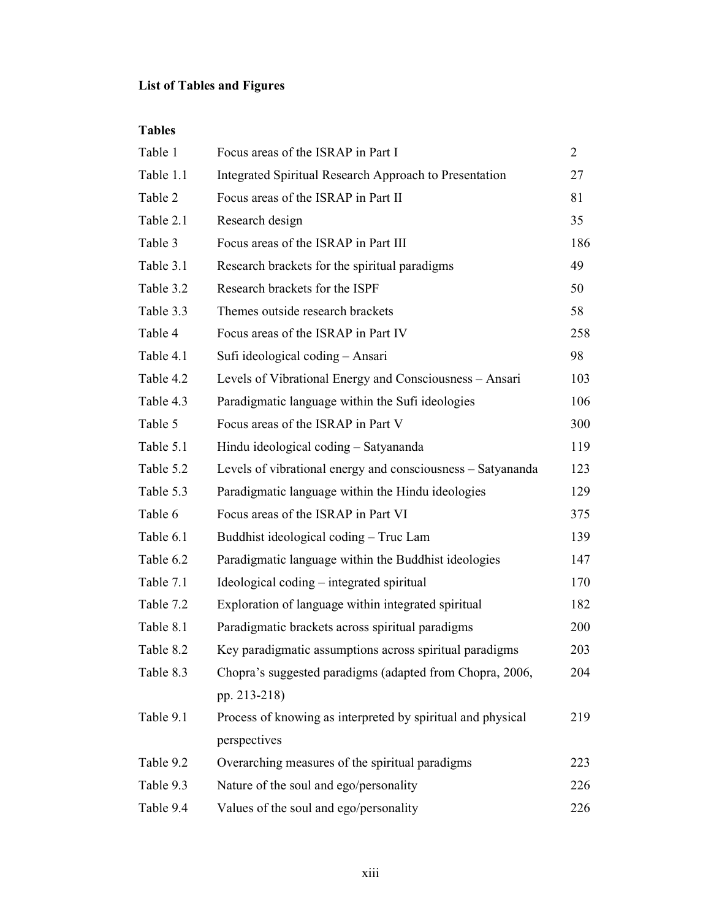**List of Tables and Figures**

**Tables**

| | | |
|---|---|---|
| Table 1 | Focus areas of the ISRAP in Part I | 2 |
| Table 1.1 | Integrated Spiritual Research Approach to Presentation | 27 |
| Table 2 | Focus areas of the ISRAP in Part II | 81 |
| Table 2.1 | Research design | 35 |
| Table 3 | Focus areas of the ISRAP in Part III | 186 |
| Table 3.1 | Research brackets for the spiritual paradigms | 49 |
| Table 3.2 | Research brackets for the ISPF | 50 |
| Table 3.3 | Themes outside research brackets | 58 |
| Table 4 | Focus areas of the ISRAP in Part IV | 258 |
| Table 4.1 | Sufi ideological coding – Ansari | 98 |
| Table 4.2 | Levels of Vibrational Energy and Consciousness – Ansari | 103 |
| Table 4.3 | Paradigmatic language within the Sufi ideologies | 106 |
| Table 5 | Focus areas of the ISRAP in Part V | 300 |
| Table 5.1 | Hindu ideological coding – Satyananda | 119 |
| Table 5.2 | Levels of vibrational energy and consciousness – Satyananda | 123 |
| Table 5.3 | Paradigmatic language within the Hindu ideologies | 129 |
| Table 6 | Focus areas of the ISRAP in Part VI | 375 |
| Table 6.1 | Buddhist ideological coding – Truc Lam | 139 |
| Table 6.2 | Paradigmatic language within the Buddhist ideologies | 147 |
| Table 7.1 | Ideological coding – integrated spiritual | 170 |
| Table 7.2 | Exploration of language within integrated spiritual | 182 |
| Table 8.1 | Paradigmatic brackets across spiritual paradigms | 200 |
| Table 8.2 | Key paradigmatic assumptions across spiritual paradigms | 203 |
| Table 8.3 | Chopra's suggested paradigms (adapted from Chopra, 2006, pp. 213-218) | 204 |
| Table 9.1 | Process of knowing as interpreted by spiritual and physical perspectives | 219 |
| Table 9.2 | Overarching measures of the spiritual paradigms | 223 |
| Table 9.3 | Nature of the soul and ego/personality | 226 |
| Table 9.4 | Values of the soul and ego/personality | 226 |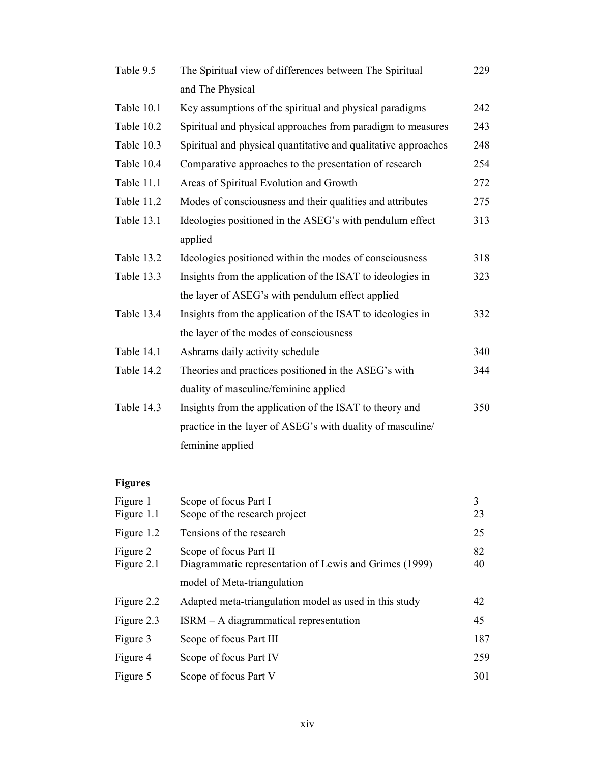| | | |
|---|---|---|
| Table 9.5 | The Spiritual view of differences between The Spiritual and The Physical | 229 |
| Table 10.1 | Key assumptions of the spiritual and physical paradigms | 242 |
| Table 10.2 | Spiritual and physical approaches from paradigm to measures | 243 |
| Table 10.3 | Spiritual and physical quantitative and qualitative approaches | 248 |
| Table 10.4 | Comparative approaches to the presentation of research | 254 |
| Table 11.1 | Areas of Spiritual Evolution and Growth | 272 |
| Table 11.2 | Modes of consciousness and their qualities and attributes | 275 |
| Table 13.1 | Ideologies positioned in the ASEG's with pendulum effect applied | 313 |
| Table 13.2 | Ideologies positioned within the modes of consciousness | 318 |
| Table 13.3 | Insights from the application of the ISAT to ideologies in the layer of ASEG's with pendulum effect applied | 323 |
| Table 13.4 | Insights from the application of the ISAT to ideologies in the layer of the modes of consciousness | 332 |
| Table 14.1 | Ashrams daily activity schedule | 340 |
| Table 14.2 | Theories and practices positioned in the ASEG's with duality of masculine/feminine applied | 344 |
| Table 14.3 | Insights from the application of the ISAT to theory and practice in the layer of ASEG's with duality of masculine/feminine applied | 350 |

**Figures**

| | | |
|---|---|---|
| Figure 1 | Scope of focus Part I | 3 |
| Figure 1.1 | Scope of the research project | 23 |
| Figure 1.2 | Tensions of the research | 25 |
| Figure 2 | Scope of focus Part II | 82 |
| Figure 2.1 | Diagrammatic representation of Lewis and Grimes (1999) model of Meta-triangulation | 40 |
| Figure 2.2 | Adapted meta-triangulation model as used in this study | 42 |
| Figure 2.3 | ISRM – A diagrammatical representation | 45 |
| Figure 3 | Scope of focus Part III | 187 |
| Figure 4 | Scope of focus Part IV | 259 |
| Figure 5 | Scope of focus Part V | 301 |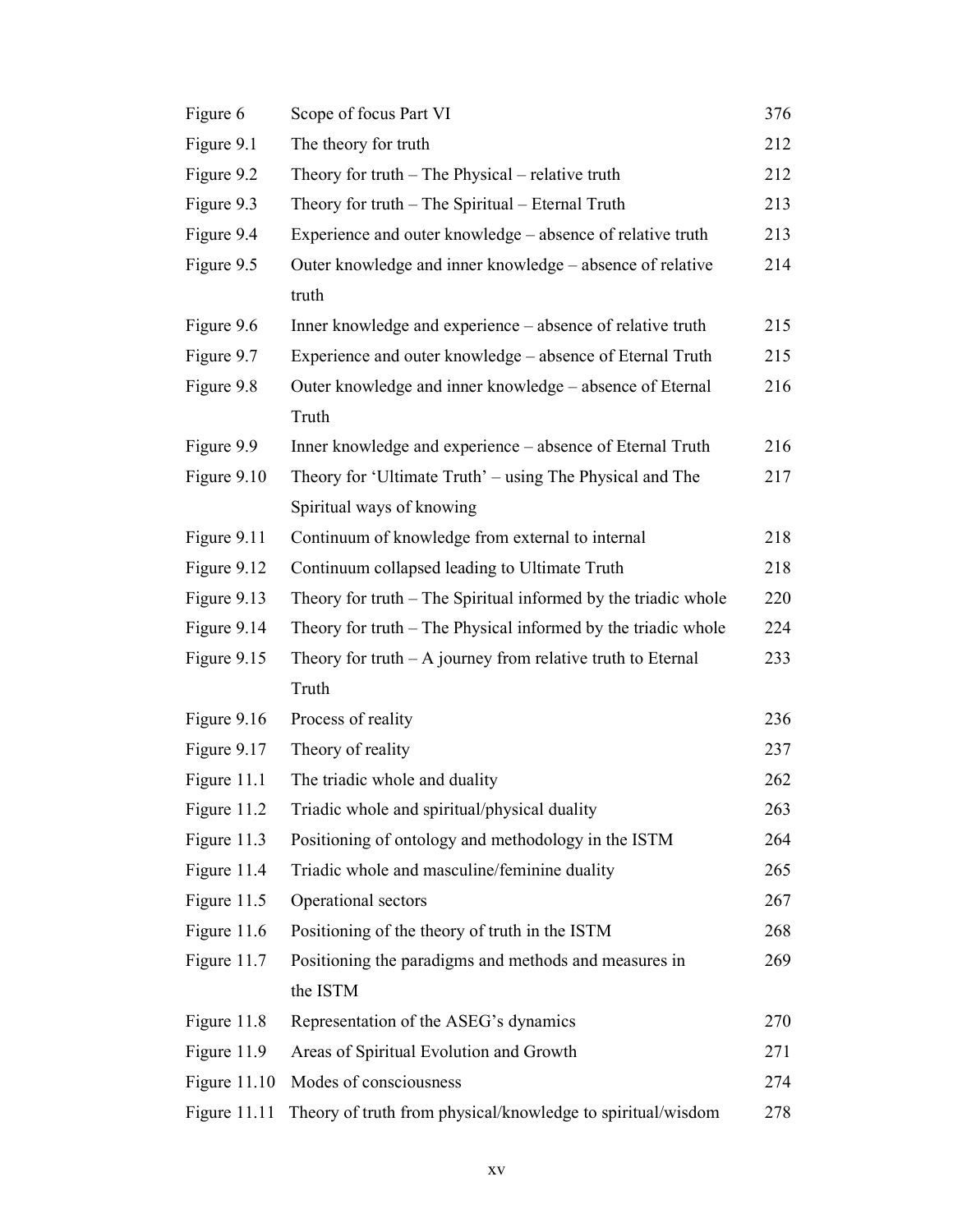| | | |
|---|---|---|
| Figure 6 | Scope of focus Part VI | 376 |
| Figure 9.1 | The theory for truth | 212 |
| Figure 9.2 | Theory for truth – The Physical – relative truth | 212 |
| Figure 9.3 | Theory for truth – The Spiritual – Eternal Truth | 213 |
| Figure 9.4 | Experience and outer knowledge – absence of relative truth | 213 |
| Figure 9.5 | Outer knowledge and inner knowledge – absence of relative truth | 214 |
| Figure 9.6 | Inner knowledge and experience – absence of relative truth | 215 |
| Figure 9.7 | Experience and outer knowledge – absence of Eternal Truth | 215 |
| Figure 9.8 | Outer knowledge and inner knowledge – absence of Eternal Truth | 216 |
| Figure 9.9 | Inner knowledge and experience – absence of Eternal Truth | 216 |
| Figure 9.10 | Theory for 'Ultimate Truth' – using The Physical and The Spiritual ways of knowing | 217 |
| Figure 9.11 | Continuum of knowledge from external to internal | 218 |
| Figure 9.12 | Continuum collapsed leading to Ultimate Truth | 218 |
| Figure 9.13 | Theory for truth – The Spiritual informed by the triadic whole | 220 |
| Figure 9.14 | Theory for truth – The Physical informed by the triadic whole | 224 |
| Figure 9.15 | Theory for truth – A journey from relative truth to Eternal Truth | 233 |
| Figure 9.16 | Process of reality | 236 |
| Figure 9.17 | Theory of reality | 237 |
| Figure 11.1 | The triadic whole and duality | 262 |
| Figure 11.2 | Triadic whole and spiritual/physical duality | 263 |
| Figure 11.3 | Positioning of ontology and methodology in the ISTM | 264 |
| Figure 11.4 | Triadic whole and masculine/feminine duality | 265 |
| Figure 11.5 | Operational sectors | 267 |
| Figure 11.6 | Positioning of the theory of truth in the ISTM | 268 |
| Figure 11.7 | Positioning the paradigms and methods and measures in the ISTM | 269 |
| Figure 11.8 | Representation of the ASEG's dynamics | 270 |
| Figure 11.9 | Areas of Spiritual Evolution and Growth | 271 |
| Figure 11.10 | Modes of consciousness | 274 |
| Figure 11.11 | Theory of truth from physical/knowledge to spiritual/wisdom | 278 |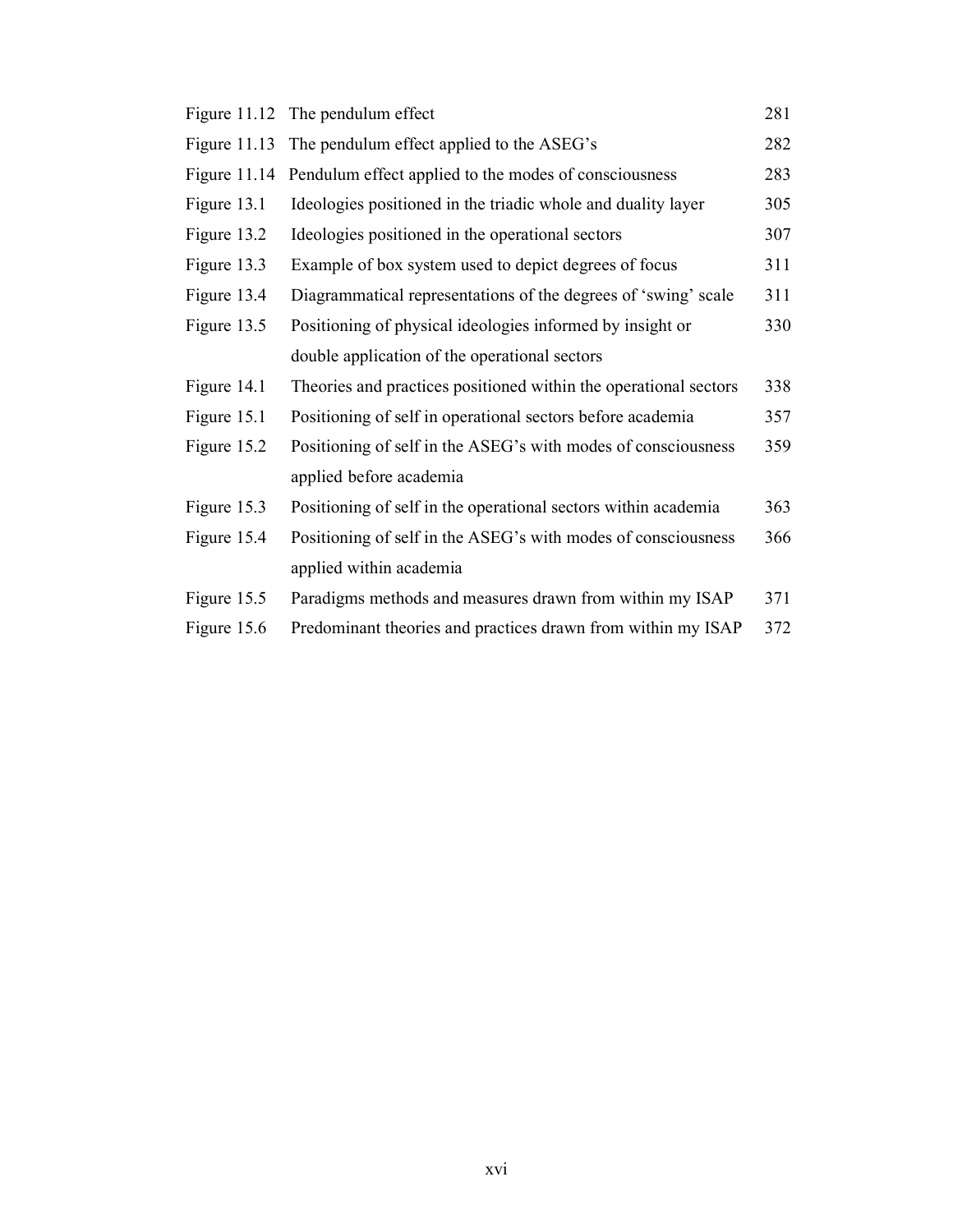| | | |
|---|---|---|
| Figure 11.12 | The pendulum effect | 281 |
| Figure 11.13 | The pendulum effect applied to the ASEG's | 282 |
| Figure 11.14 | Pendulum effect applied to the modes of consciousness | 283 |
| Figure 13.1 | Ideologies positioned in the triadic whole and duality layer | 305 |
| Figure 13.2 | Ideologies positioned in the operational sectors | 307 |
| Figure 13.3 | Example of box system used to depict degrees of focus | 311 |
| Figure 13.4 | Diagrammatical representations of the degrees of 'swing' scale | 311 |
| Figure 13.5 | Positioning of physical ideologies informed by insight or double application of the operational sectors | 330 |
| Figure 14.1 | Theories and practices positioned within the operational sectors | 338 |
| Figure 15.1 | Positioning of self in operational sectors before academia | 357 |
| Figure 15.2 | Positioning of self in the ASEG's with modes of consciousness applied before academia | 359 |
| Figure 15.3 | Positioning of self in the operational sectors within academia | 363 |
| Figure 15.4 | Positioning of self in the ASEG's with modes of consciousness applied within academia | 366 |
| Figure 15.5 | Paradigms methods and measures drawn from within my ISAP | 371 |
| Figure 15.6 | Predominant theories and practices drawn from within my ISAP | 372 |